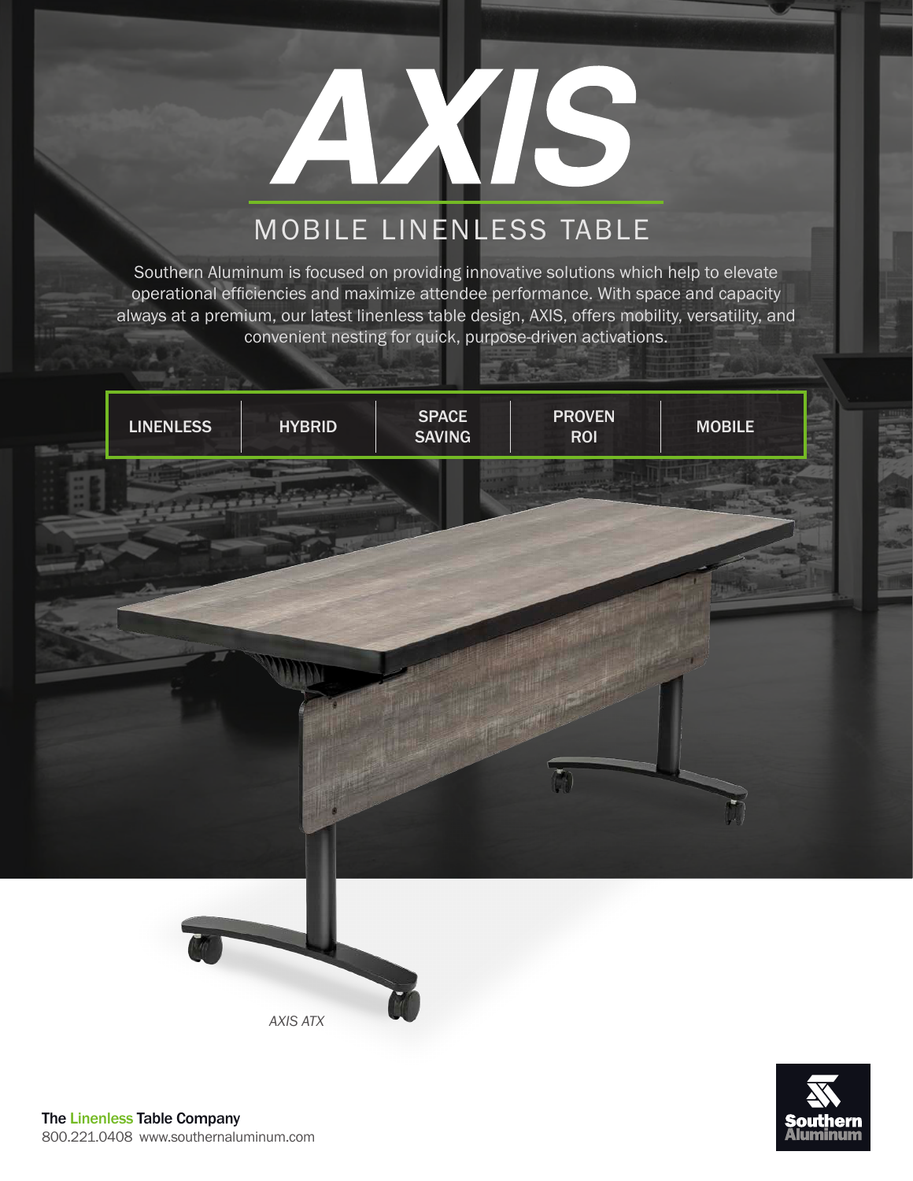# AXIS

## MOBILE LINENLESS TABLE

Southern Aluminum is focused on providing innovative solutions which help to elevate operational efficiencies and maximize attendee performance. With space and capacity always at a premium, our latest linenless table design, AXIS, offers mobility, versatility, and convenient nesting for quick, purpose-driven activations.

| LINENLESS | HYBRID | SPACE SAVING | PROVEN ROI | MOBILE |
|---|---|---|---|---|

*AXIS ATX*

**The Linenless Table Company**
800.221.0408 www.southernaluminum.com

Southern Aluminum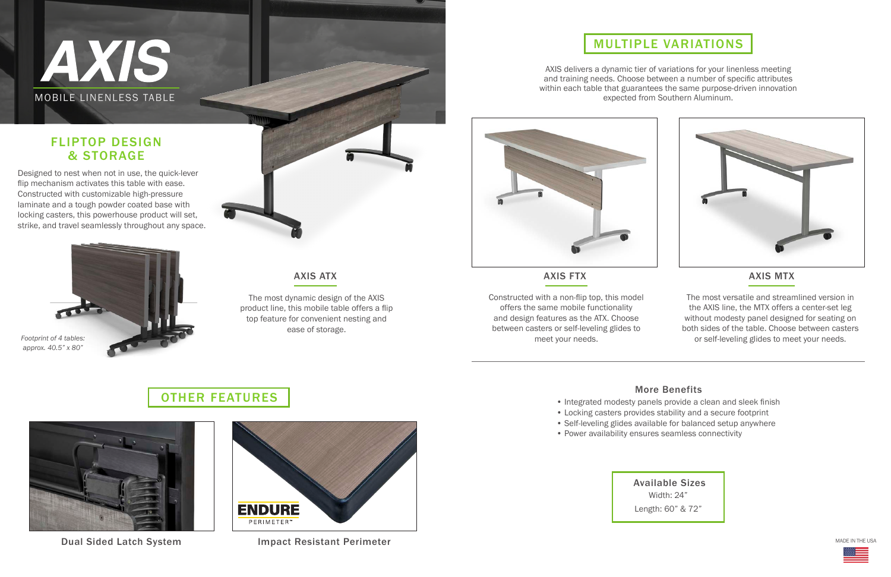# AXIS

MOBILE LINENLESS TABLE

## FLIPTOP DESIGN & STORAGE

Designed to nest when not in use, the quick-lever flip mechanism activates this table with ease. Constructed with customizable high-pressure laminate and a tough powder coated base with locking casters, this powerhouse product will set, strike, and travel seamlessly throughout any space.

*Footprint of 4 tables: approx. 40.5" x 80"*

### AXIS ATX

The most dynamic design of the AXIS product line, this mobile table offers a flip top feature for convenient nesting and ease of storage.

## MULTIPLE VARIATIONS

AXIS delivers a dynamic tier of variations for your linenless meeting and training needs. Choose between a number of specific attributes within each table that guarantees the same purpose-driven innovation expected from Southern Aluminum.

### AXIS FTX

Constructed with a non-flip top, this model offers the same mobile functionality and design features as the ATX. Choose between casters or self-leveling glides to meet your needs.

### AXIS MTX

The most versatile and streamlined version in the AXIS line, the MTX offers a center-set leg without modesty panel designed for seating on both sides of the table. Choose between casters or self-leveling glides to meet your needs.

## OTHER FEATURES

Dual Sided Latch System

ENDURE PERIMETER™

Impact Resistant Perimeter

### More Benefits

- Integrated modesty panels provide a clean and sleek finish
- Locking casters provides stability and a secure footprint
- Self-leveling glides available for balanced setup anywhere
- Power availability ensures seamless connectivity

### Available Sizes

Width: 24"

Length: 60" & 72"

MADE IN THE USA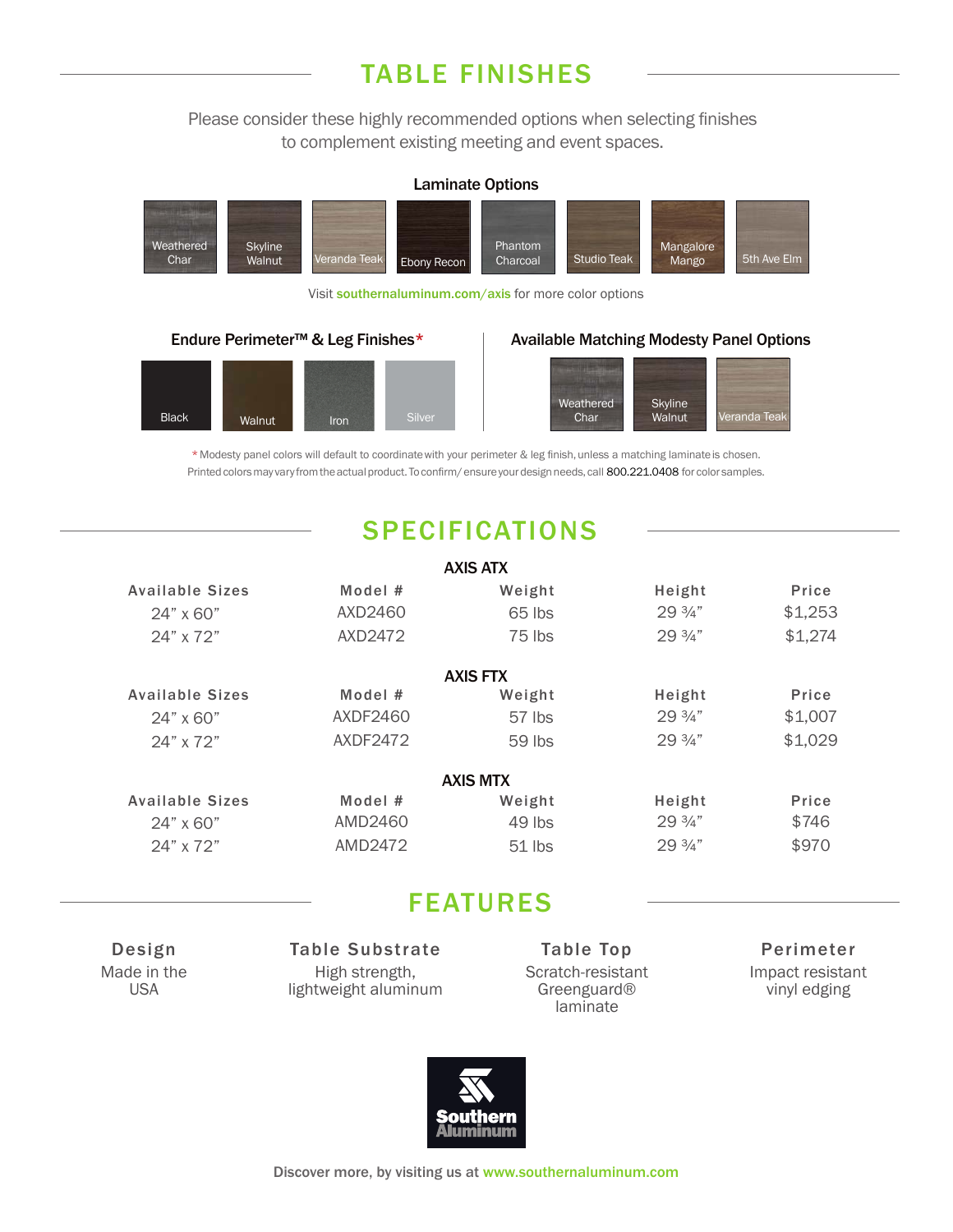## TABLE FINISHES

Please consider these highly recommended options when selecting finishes to complement existing meeting and event spaces.

### Laminate Options

Weathered Char | Skyline Walnut | Veranda Teak | Ebony Recon | Phantom Charcoal | Studio Teak | Mangalore Mango | 5th Ave Elm

Visit southernaluminum.com/axis for more color options

### Endure Perimeter™ & Leg Finishes*

Black | Walnut | Iron | Silver

### Available Matching Modesty Panel Options

Weathered Char | Skyline Walnut | Veranda Teak

* Modesty panel colors will default to coordinate with your perimeter & leg finish, unless a matching laminate is chosen.
Printed colors may vary from the actual product. To confirm/ ensure your design needs, call 800.221.0408 for color samples.

## SPECIFICATIONS

### AXIS ATX

| Available Sizes | Model # | Weight | Height | Price |
|---|---|---|---|---|
| 24" x 60" | AXD2460 | 65 lbs | 29 ¾" | $1,253 |
| 24" x 72" | AXD2472 | 75 lbs | 29 ¾" | $1,274 |

### AXIS FTX

| Available Sizes | Model # | Weight | Height | Price |
|---|---|---|---|---|
| 24" x 60" | AXDF2460 | 57 lbs | 29 ¾" | $1,007 |
| 24" x 72" | AXDF2472 | 59 lbs | 29 ¾" | $1,029 |

### AXIS MTX

| Available Sizes | Model # | Weight | Height | Price |
|---|---|---|---|---|
| 24" x 60" | AMD2460 | 49 lbs | 29 ¾" | $746 |
| 24" x 72" | AMD2472 | 51 lbs | 29 ¾" | $970 |

## FEATURES

**Design**
Made in the USA

**Table Substrate**
High strength, lightweight aluminum

**Table Top**
Scratch-resistant Greenguard® laminate

**Perimeter**
Impact resistant vinyl edging

Southern Aluminum

Discover more, by visiting us at www.southernaluminum.com